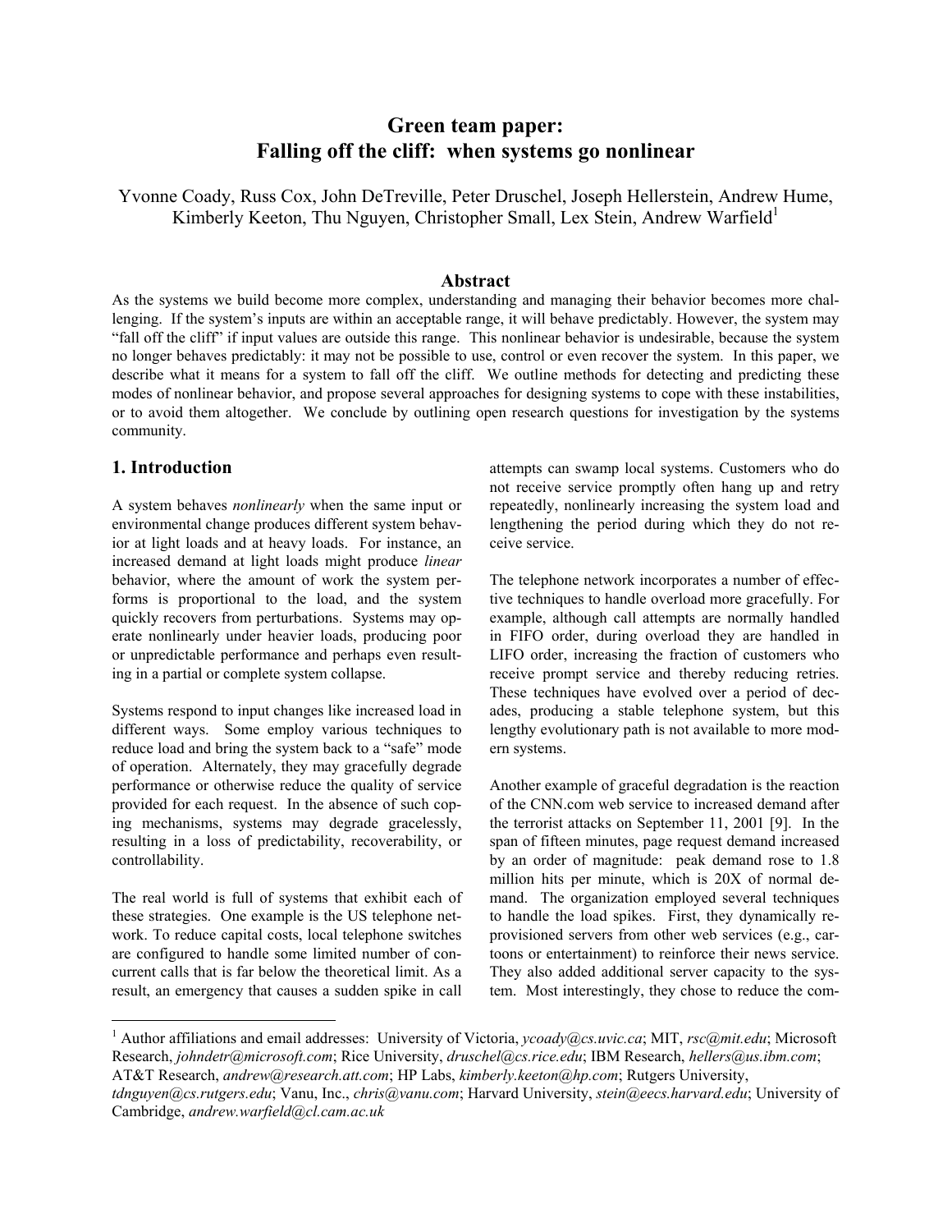# Green team paper:
# Falling off the cliff: when systems go nonlinear

Yvonne Coady, Russ Cox, John DeTreville, Peter Druschel, Joseph Hellerstein, Andrew Hume, Kimberly Keeton, Thu Nguyen, Christopher Small, Lex Stein, Andrew Warfield[1]

## Abstract

As the systems we build become more complex, understanding and managing their behavior becomes more challenging. If the system's inputs are within an acceptable range, it will behave predictably. However, the system may "fall off the cliff" if input values are outside this range. This nonlinear behavior is undesirable, because the system no longer behaves predictably: it may not be possible to use, control or even recover the system. In this paper, we describe what it means for a system to fall off the cliff. We outline methods for detecting and predicting these modes of nonlinear behavior, and propose several approaches for designing systems to cope with these instabilities, or to avoid them altogether. We conclude by outlining open research questions for investigation by the systems community.

## 1. Introduction

A system behaves *nonlinearly* when the same input or environmental change produces different system behavior at light loads and at heavy loads. For instance, an increased demand at light loads might produce *linear* behavior, where the amount of work the system performs is proportional to the load, and the system quickly recovers from perturbations. Systems may operate nonlinearly under heavier loads, producing poor or unpredictable performance and perhaps even resulting in a partial or complete system collapse.

Systems respond to input changes like increased load in different ways. Some employ various techniques to reduce load and bring the system back to a "safe" mode of operation. Alternately, they may gracefully degrade performance or otherwise reduce the quality of service provided for each request. In the absence of such coping mechanisms, systems may degrade gracelessly, resulting in a loss of predictability, recoverability, or controllability.

The real world is full of systems that exhibit each of these strategies. One example is the US telephone network. To reduce capital costs, local telephone switches are configured to handle some limited number of concurrent calls that is far below the theoretical limit. As a result, an emergency that causes a sudden spike in call attempts can swamp local systems. Customers who do not receive service promptly often hang up and retry repeatedly, nonlinearly increasing the system load and lengthening the period during which they do not receive service.

The telephone network incorporates a number of effective techniques to handle overload more gracefully. For example, although call attempts are normally handled in FIFO order, during overload they are handled in LIFO order, increasing the fraction of customers who receive prompt service and thereby reducing retries. These techniques have evolved over a period of decades, producing a stable telephone system, but this lengthy evolutionary path is not available to more modern systems.

Another example of graceful degradation is the reaction of the CNN.com web service to increased demand after the terrorist attacks on September 11, 2001 [9]. In the span of fifteen minutes, page request demand increased by an order of magnitude: peak demand rose to 1.8 million hits per minute, which is 20X of normal demand. The organization employed several techniques to handle the load spikes. First, they dynamically reprovisioned servers from other web services (e.g., cartoons or entertainment) to reinforce their news service. They also added additional server capacity to the system. Most interestingly, they chose to reduce the com-

---

[1] Author affiliations and email addresses: University of Victoria, *ycoady@cs.uvic.ca*; MIT, *rsc@mit.edu*; Microsoft Research, *johndetr@microsoft.com*; Rice University, *druschel@cs.rice.edu*; IBM Research, *hellers@us.ibm.com*; AT&T Research, *andrew@research.att.com*; HP Labs, *kimberly.keeton@hp.com*; Rutgers University, *tdnguyen@cs.rutgers.edu*; Vanu, Inc., *chris@vanu.com*; Harvard University, *stein@eecs.harvard.edu*; University of Cambridge, *andrew.warfield@cl.cam.ac.uk*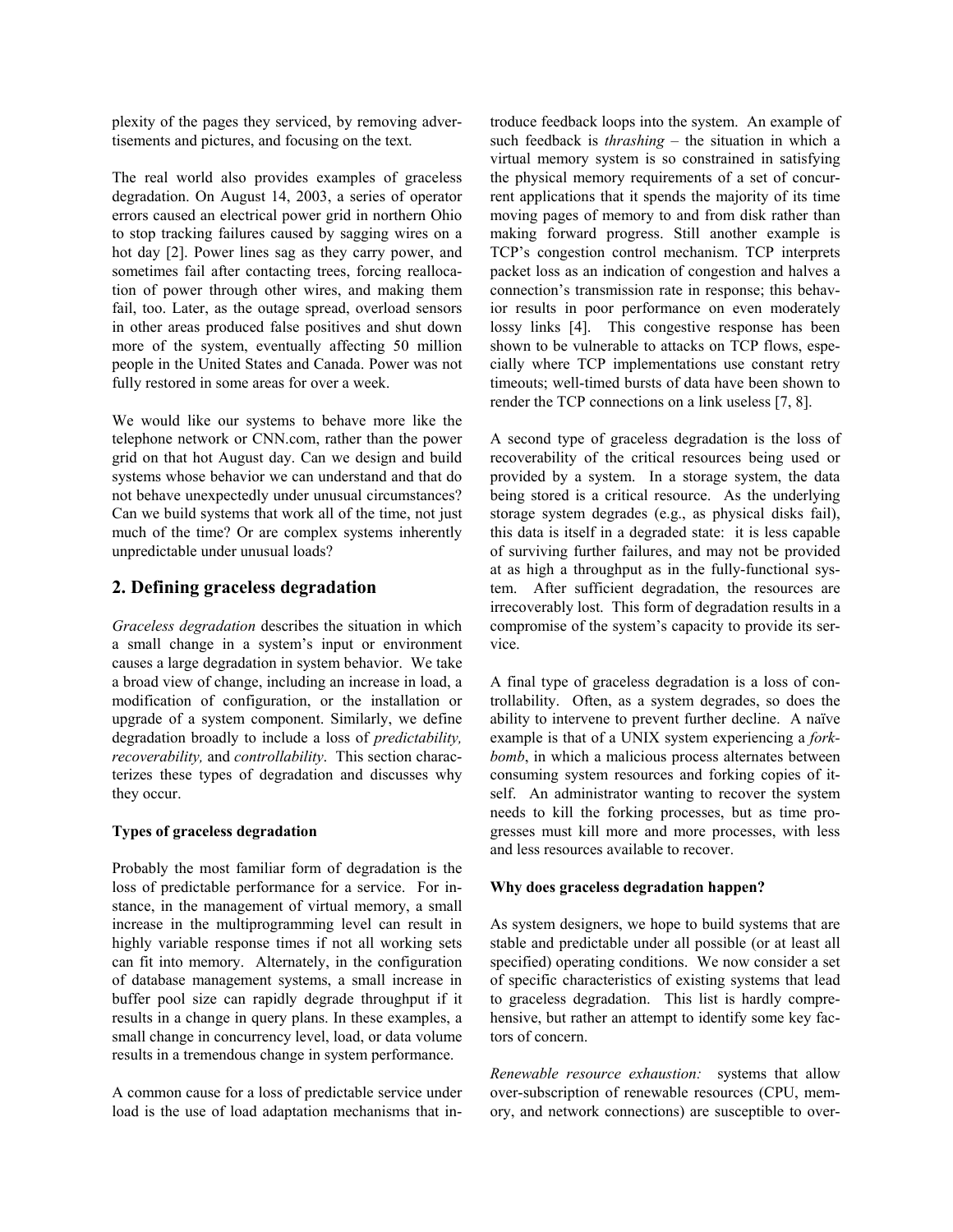plexity of the pages they serviced, by removing advertisements and pictures, and focusing on the text.

The real world also provides examples of graceless degradation. On August 14, 2003, a series of operator errors caused an electrical power grid in northern Ohio to stop tracking failures caused by sagging wires on a hot day [2]. Power lines sag as they carry power, and sometimes fail after contacting trees, forcing reallocation of power through other wires, and making them fail, too. Later, as the outage spread, overload sensors in other areas produced false positives and shut down more of the system, eventually affecting 50 million people in the United States and Canada. Power was not fully restored in some areas for over a week.

We would like our systems to behave more like the telephone network or CNN.com, rather than the power grid on that hot August day. Can we design and build systems whose behavior we can understand and that do not behave unexpectedly under unusual circumstances? Can we build systems that work all of the time, not just much of the time? Or are complex systems inherently unpredictable under unusual loads?

## 2. Defining graceless degradation

*Graceless degradation* describes the situation in which a small change in a system's input or environment causes a large degradation in system behavior. We take a broad view of change, including an increase in load, a modification of configuration, or the installation or upgrade of a system component. Similarly, we define degradation broadly to include a loss of *predictability, recoverability,* and *controllability*. This section characterizes these types of degradation and discusses why they occur.

**Types of graceless degradation**

Probably the most familiar form of degradation is the loss of predictable performance for a service. For instance, in the management of virtual memory, a small increase in the multiprogramming level can result in highly variable response times if not all working sets can fit into memory. Alternately, in the configuration of database management systems, a small increase in buffer pool size can rapidly degrade throughput if it results in a change in query plans. In these examples, a small change in concurrency level, load, or data volume results in a tremendous change in system performance.

A common cause for a loss of predictable service under load is the use of load adaptation mechanisms that introduce feedback loops into the system. An example of such feedback is *thrashing* – the situation in which a virtual memory system is so constrained in satisfying the physical memory requirements of a set of concurrent applications that it spends the majority of its time moving pages of memory to and from disk rather than making forward progress. Still another example is TCP's congestion control mechanism. TCP interprets packet loss as an indication of congestion and halves a connection's transmission rate in response; this behavior results in poor performance on even moderately lossy links [4]. This congestive response has been shown to be vulnerable to attacks on TCP flows, especially where TCP implementations use constant retry timeouts; well-timed bursts of data have been shown to render the TCP connections on a link useless [7, 8].

A second type of graceless degradation is the loss of recoverability of the critical resources being used or provided by a system. In a storage system, the data being stored is a critical resource. As the underlying storage system degrades (e.g., as physical disks fail), this data is itself in a degraded state: it is less capable of surviving further failures, and may not be provided at as high a throughput as in the fully-functional system. After sufficient degradation, the resources are irrecoverably lost. This form of degradation results in a compromise of the system's capacity to provide its service.

A final type of graceless degradation is a loss of controllability. Often, as a system degrades, so does the ability to intervene to prevent further decline. A naïve example is that of a UNIX system experiencing a *fork-bomb*, in which a malicious process alternates between consuming system resources and forking copies of itself. An administrator wanting to recover the system needs to kill the forking processes, but as time progresses must kill more and more processes, with less and less resources available to recover.

**Why does graceless degradation happen?**

As system designers, we hope to build systems that are stable and predictable under all possible (or at least all specified) operating conditions. We now consider a set of specific characteristics of existing systems that lead to graceless degradation. This list is hardly comprehensive, but rather an attempt to identify some key factors of concern.

*Renewable resource exhaustion:* systems that allow over-subscription of renewable resources (CPU, memory, and network connections) are susceptible to over-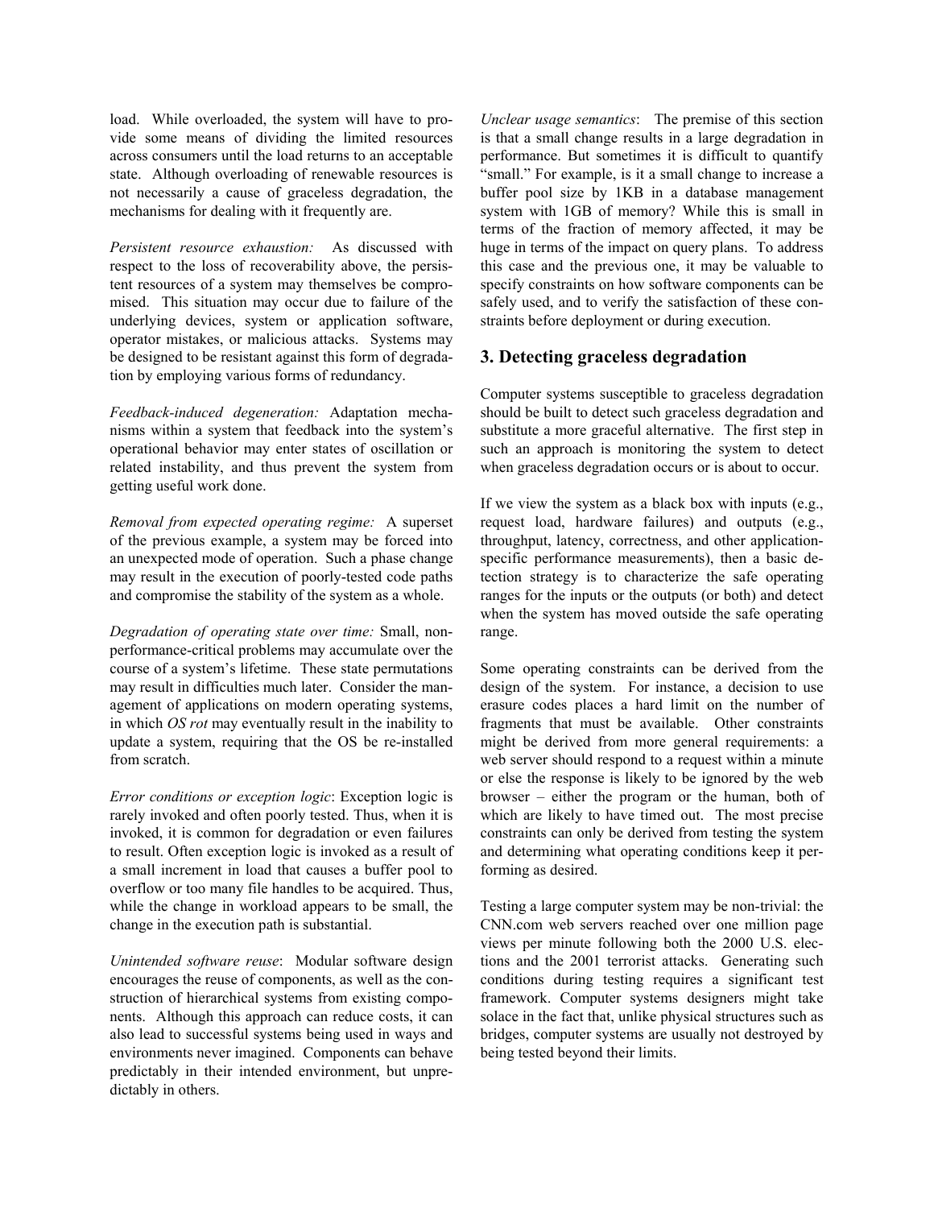load. While overloaded, the system will have to provide some means of dividing the limited resources across consumers until the load returns to an acceptable state. Although overloading of renewable resources is not necessarily a cause of graceless degradation, the mechanisms for dealing with it frequently are.

*Persistent resource exhaustion:* As discussed with respect to the loss of recoverability above, the persistent resources of a system may themselves be compromised. This situation may occur due to failure of the underlying devices, system or application software, operator mistakes, or malicious attacks. Systems may be designed to be resistant against this form of degradation by employing various forms of redundancy.

*Feedback-induced degeneration:* Adaptation mechanisms within a system that feedback into the system's operational behavior may enter states of oscillation or related instability, and thus prevent the system from getting useful work done.

*Removal from expected operating regime:* A superset of the previous example, a system may be forced into an unexpected mode of operation. Such a phase change may result in the execution of poorly-tested code paths and compromise the stability of the system as a whole.

*Degradation of operating state over time:* Small, non-performance-critical problems may accumulate over the course of a system's lifetime. These state permutations may result in difficulties much later. Consider the management of applications on modern operating systems, in which *OS rot* may eventually result in the inability to update a system, requiring that the OS be re-installed from scratch.

*Error conditions or exception logic*: Exception logic is rarely invoked and often poorly tested. Thus, when it is invoked, it is common for degradation or even failures to result. Often exception logic is invoked as a result of a small increment in load that causes a buffer pool to overflow or too many file handles to be acquired. Thus, while the change in workload appears to be small, the change in the execution path is substantial.

*Unintended software reuse*: Modular software design encourages the reuse of components, as well as the construction of hierarchical systems from existing components. Although this approach can reduce costs, it can also lead to successful systems being used in ways and environments never imagined. Components can behave predictably in their intended environment, but unpredictably in others.

*Unclear usage semantics*: The premise of this section is that a small change results in a large degradation in performance. But sometimes it is difficult to quantify "small." For example, is it a small change to increase a buffer pool size by 1KB in a database management system with 1GB of memory? While this is small in terms of the fraction of memory affected, it may be huge in terms of the impact on query plans. To address this case and the previous one, it may be valuable to specify constraints on how software components can be safely used, and to verify the satisfaction of these constraints before deployment or during execution.

## 3. Detecting graceless degradation

Computer systems susceptible to graceless degradation should be built to detect such graceless degradation and substitute a more graceful alternative. The first step in such an approach is monitoring the system to detect when graceless degradation occurs or is about to occur.

If we view the system as a black box with inputs (e.g., request load, hardware failures) and outputs (e.g., throughput, latency, correctness, and other application-specific performance measurements), then a basic detection strategy is to characterize the safe operating ranges for the inputs or the outputs (or both) and detect when the system has moved outside the safe operating range.

Some operating constraints can be derived from the design of the system. For instance, a decision to use erasure codes places a hard limit on the number of fragments that must be available. Other constraints might be derived from more general requirements: a web server should respond to a request within a minute or else the response is likely to be ignored by the web browser – either the program or the human, both of which are likely to have timed out. The most precise constraints can only be derived from testing the system and determining what operating conditions keep it performing as desired.

Testing a large computer system may be non-trivial: the CNN.com web servers reached over one million page views per minute following both the 2000 U.S. elections and the 2001 terrorist attacks. Generating such conditions during testing requires a significant test framework. Computer systems designers might take solace in the fact that, unlike physical structures such as bridges, computer systems are usually not destroyed by being tested beyond their limits.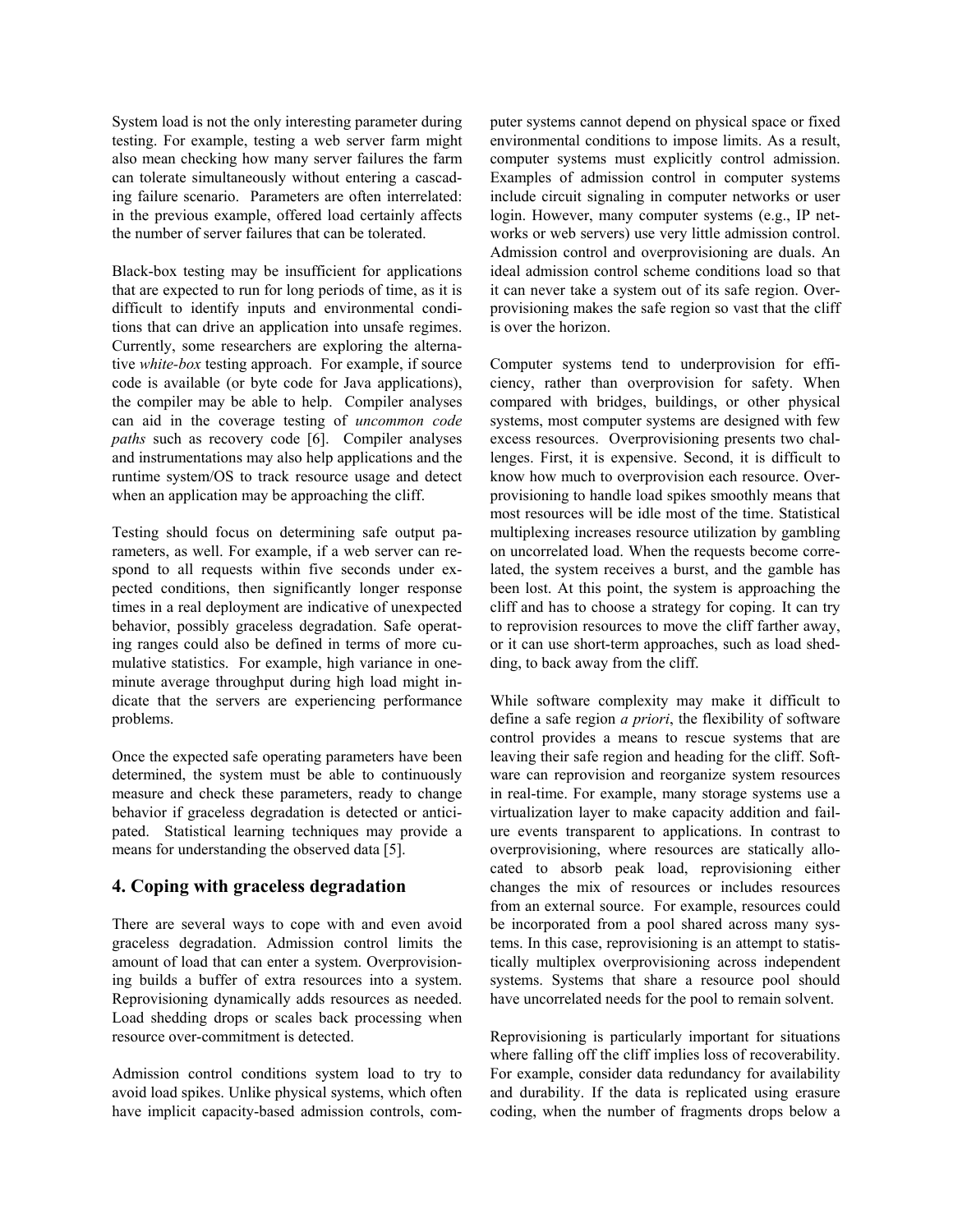System load is not the only interesting parameter during testing. For example, testing a web server farm might also mean checking how many server failures the farm can tolerate simultaneously without entering a cascading failure scenario. Parameters are often interrelated: in the previous example, offered load certainly affects the number of server failures that can be tolerated.

Black-box testing may be insufficient for applications that are expected to run for long periods of time, as it is difficult to identify inputs and environmental conditions that can drive an application into unsafe regimes. Currently, some researchers are exploring the alternative *white-box* testing approach. For example, if source code is available (or byte code for Java applications), the compiler may be able to help. Compiler analyses can aid in the coverage testing of *uncommon code paths* such as recovery code [6]. Compiler analyses and instrumentations may also help applications and the runtime system/OS to track resource usage and detect when an application may be approaching the cliff.

Testing should focus on determining safe output parameters, as well. For example, if a web server can respond to all requests within five seconds under expected conditions, then significantly longer response times in a real deployment are indicative of unexpected behavior, possibly graceless degradation. Safe operating ranges could also be defined in terms of more cumulative statistics. For example, high variance in one-minute average throughput during high load might indicate that the servers are experiencing performance problems.

Once the expected safe operating parameters have been determined, the system must be able to continuously measure and check these parameters, ready to change behavior if graceless degradation is detected or anticipated. Statistical learning techniques may provide a means for understanding the observed data [5].

## 4. Coping with graceless degradation

There are several ways to cope with and even avoid graceless degradation. Admission control limits the amount of load that can enter a system. Overprovisioning builds a buffer of extra resources into a system. Reprovisioning dynamically adds resources as needed. Load shedding drops or scales back processing when resource over-commitment is detected.

Admission control conditions system load to try to avoid load spikes. Unlike physical systems, which often have implicit capacity-based admission controls, computer systems cannot depend on physical space or fixed environmental conditions to impose limits. As a result, computer systems must explicitly control admission. Examples of admission control in computer systems include circuit signaling in computer networks or user login. However, many computer systems (e.g., IP networks or web servers) use very little admission control. Admission control and overprovisioning are duals. An ideal admission control scheme conditions load so that it can never take a system out of its safe region. Overprovisioning makes the safe region so vast that the cliff is over the horizon.

Computer systems tend to underprovision for efficiency, rather than overprovision for safety. When compared with bridges, buildings, or other physical systems, most computer systems are designed with few excess resources. Overprovisioning presents two challenges. First, it is expensive. Second, it is difficult to know how much to overprovision each resource. Overprovisioning to handle load spikes smoothly means that most resources will be idle most of the time. Statistical multiplexing increases resource utilization by gambling on uncorrelated load. When the requests become correlated, the system receives a burst, and the gamble has been lost. At this point, the system is approaching the cliff and has to choose a strategy for coping. It can try to reprovision resources to move the cliff farther away, or it can use short-term approaches, such as load shedding, to back away from the cliff.

While software complexity may make it difficult to define a safe region *a priori*, the flexibility of software control provides a means to rescue systems that are leaving their safe region and heading for the cliff. Software can reprovision and reorganize system resources in real-time. For example, many storage systems use a virtualization layer to make capacity addition and failure events transparent to applications. In contrast to overprovisioning, where resources are statically allocated to absorb peak load, reprovisioning either changes the mix of resources or includes resources from an external source. For example, resources could be incorporated from a pool shared across many systems. In this case, reprovisioning is an attempt to statistically multiplex overprovisioning across independent systems. Systems that share a resource pool should have uncorrelated needs for the pool to remain solvent.

Reprovisioning is particularly important for situations where falling off the cliff implies loss of recoverability. For example, consider data redundancy for availability and durability. If the data is replicated using erasure coding, when the number of fragments drops below a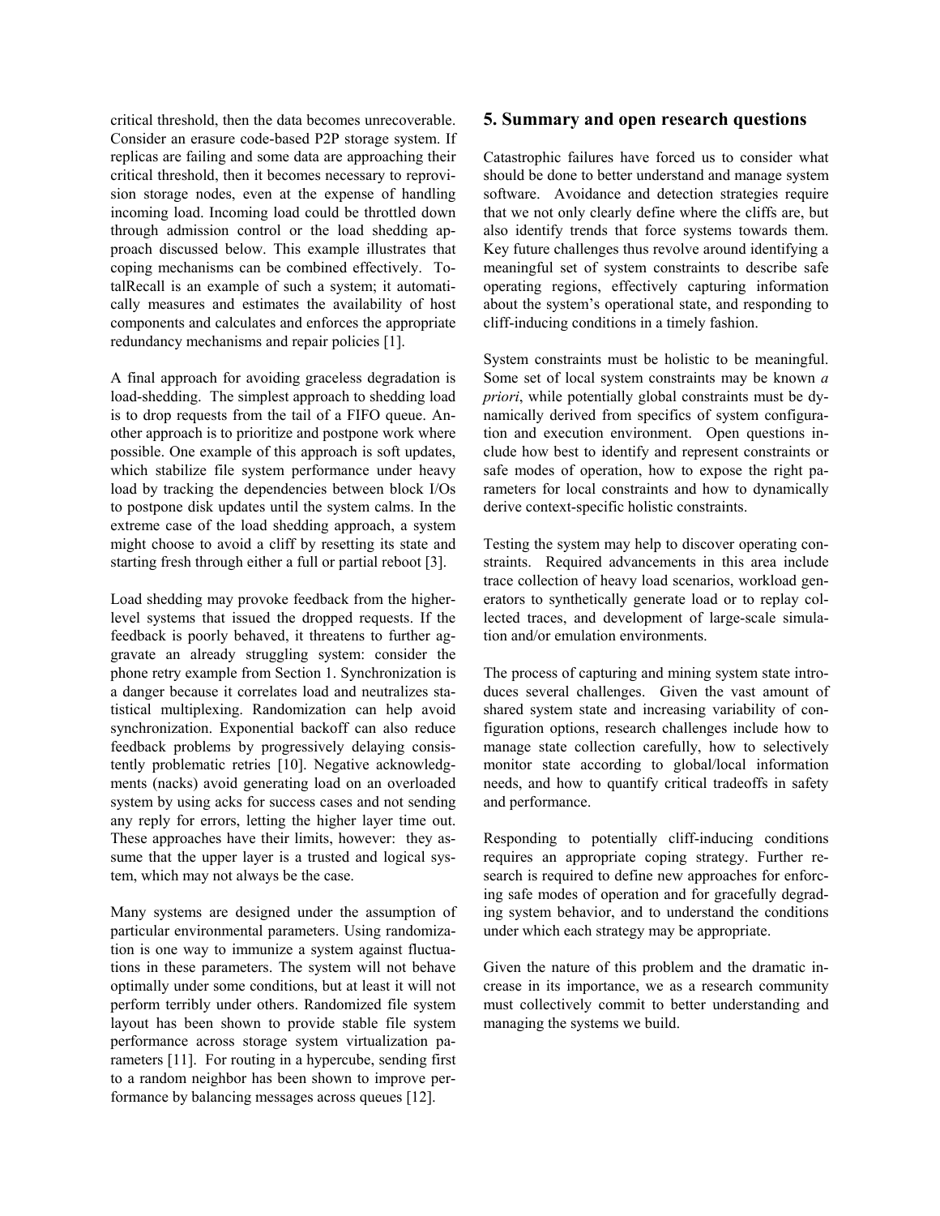critical threshold, then the data becomes unrecoverable. Consider an erasure code-based P2P storage system. If replicas are failing and some data are approaching their critical threshold, then it becomes necessary to reprovision storage nodes, even at the expense of handling incoming load. Incoming load could be throttled down through admission control or the load shedding approach discussed below. This example illustrates that coping mechanisms can be combined effectively. TotalRecall is an example of such a system; it automatically measures and estimates the availability of host components and calculates and enforces the appropriate redundancy mechanisms and repair policies [1].

A final approach for avoiding graceless degradation is load-shedding. The simplest approach to shedding load is to drop requests from the tail of a FIFO queue. Another approach is to prioritize and postpone work where possible. One example of this approach is soft updates, which stabilize file system performance under heavy load by tracking the dependencies between block I/Os to postpone disk updates until the system calms. In the extreme case of the load shedding approach, a system might choose to avoid a cliff by resetting its state and starting fresh through either a full or partial reboot [3].

Load shedding may provoke feedback from the higher-level systems that issued the dropped requests. If the feedback is poorly behaved, it threatens to further aggravate an already struggling system: consider the phone retry example from Section 1. Synchronization is a danger because it correlates load and neutralizes statistical multiplexing. Randomization can help avoid synchronization. Exponential backoff can also reduce feedback problems by progressively delaying consistently problematic retries [10]. Negative acknowledgments (nacks) avoid generating load on an overloaded system by using acks for success cases and not sending any reply for errors, letting the higher layer time out. These approaches have their limits, however: they assume that the upper layer is a trusted and logical system, which may not always be the case.

Many systems are designed under the assumption of particular environmental parameters. Using randomization is one way to immunize a system against fluctuations in these parameters. The system will not behave optimally under some conditions, but at least it will not perform terribly under others. Randomized file system layout has been shown to provide stable file system performance across storage system virtualization parameters [11]. For routing in a hypercube, sending first to a random neighbor has been shown to improve performance by balancing messages across queues [12].

## 5. Summary and open research questions

Catastrophic failures have forced us to consider what should be done to better understand and manage system software. Avoidance and detection strategies require that we not only clearly define where the cliffs are, but also identify trends that force systems towards them. Key future challenges thus revolve around identifying a meaningful set of system constraints to describe safe operating regions, effectively capturing information about the system's operational state, and responding to cliff-inducing conditions in a timely fashion.

System constraints must be holistic to be meaningful. Some set of local system constraints may be known *a priori*, while potentially global constraints must be dynamically derived from specifics of system configuration and execution environment. Open questions include how best to identify and represent constraints or safe modes of operation, how to expose the right parameters for local constraints and how to dynamically derive context-specific holistic constraints.

Testing the system may help to discover operating constraints. Required advancements in this area include trace collection of heavy load scenarios, workload generators to synthetically generate load or to replay collected traces, and development of large-scale simulation and/or emulation environments.

The process of capturing and mining system state introduces several challenges. Given the vast amount of shared system state and increasing variability of configuration options, research challenges include how to manage state collection carefully, how to selectively monitor state according to global/local information needs, and how to quantify critical tradeoffs in safety and performance.

Responding to potentially cliff-inducing conditions requires an appropriate coping strategy. Further research is required to define new approaches for enforcing safe modes of operation and for gracefully degrading system behavior, and to understand the conditions under which each strategy may be appropriate.

Given the nature of this problem and the dramatic increase in its importance, we as a research community must collectively commit to better understanding and managing the systems we build.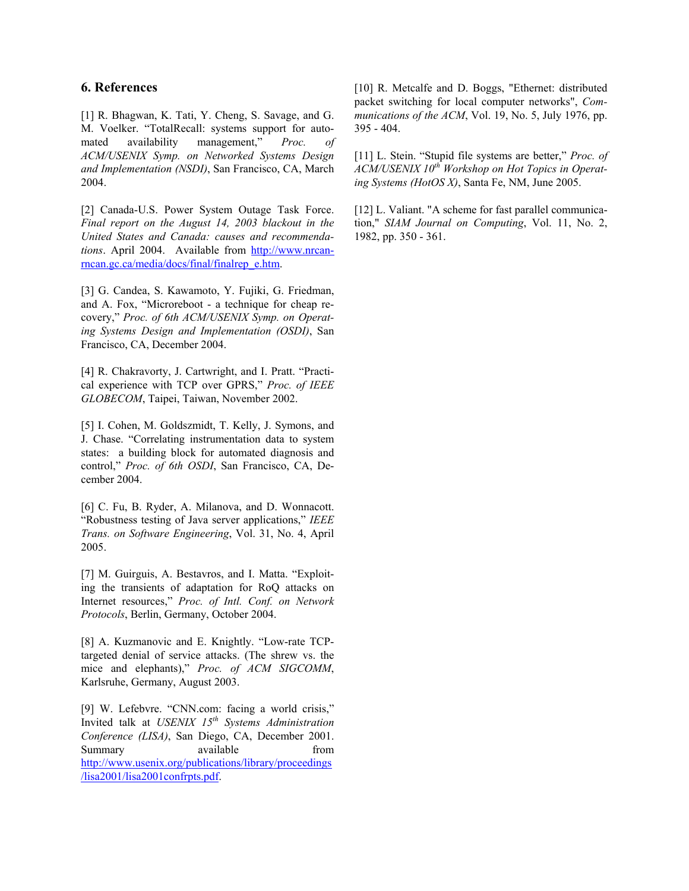## 6. References

[1] R. Bhagwan, K. Tati, Y. Cheng, S. Savage, and G. M. Voelker. "TotalRecall: systems support for automated availability management," *Proc. of ACM/USENIX Symp. on Networked Systems Design and Implementation (NSDI)*, San Francisco, CA, March 2004.

[2] Canada-U.S. Power System Outage Task Force. *Final report on the August 14, 2003 blackout in the United States and Canada: causes and recommendations*. April 2004. Available from [http://www.nrcan-rncan.gc.ca/media/docs/final/finalrep_e.htm](http://www.nrcan-rncan.gc.ca/media/docs/final/finalrep_e.htm).

[3] G. Candea, S. Kawamoto, Y. Fujiki, G. Friedman, and A. Fox, "Microreboot - a technique for cheap recovery," *Proc. of 6th ACM/USENIX Symp. on Operating Systems Design and Implementation (OSDI)*, San Francisco, CA, December 2004.

[4] R. Chakravorty, J. Cartwright, and I. Pratt. "Practical experience with TCP over GPRS," *Proc. of IEEE GLOBECOM*, Taipei, Taiwan, November 2002.

[5] I. Cohen, M. Goldszmidt, T. Kelly, J. Symons, and J. Chase. "Correlating instrumentation data to system states: a building block for automated diagnosis and control," *Proc. of 6th OSDI*, San Francisco, CA, December 2004.

[6] C. Fu, B. Ryder, A. Milanova, and D. Wonnacott. "Robustness testing of Java server applications," *IEEE Trans. on Software Engineering*, Vol. 31, No. 4, April 2005.

[7] M. Guirguis, A. Bestavros, and I. Matta. "Exploiting the transients of adaptation for RoQ attacks on Internet resources," *Proc. of Intl. Conf. on Network Protocols*, Berlin, Germany, October 2004.

[8] A. Kuzmanovic and E. Knightly. "Low-rate TCP-targeted denial of service attacks. (The shrew vs. the mice and elephants)," *Proc. of ACM SIGCOMM*, Karlsruhe, Germany, August 2003.

[9] W. Lefebvre. "CNN.com: facing a world crisis," Invited talk at *USENIX 15th Systems Administration Conference (LISA)*, San Diego, CA, December 2001. Summary available from [http://www.usenix.org/publications/library/proceedings/lisa2001/lisa2001confrpts.pdf](http://www.usenix.org/publications/library/proceedings/lisa2001/lisa2001confrpts.pdf).

[10] R. Metcalfe and D. Boggs, "Ethernet: distributed packet switching for local computer networks", *Communications of the ACM*, Vol. 19, No. 5, July 1976, pp. 395 - 404.

[11] L. Stein. "Stupid file systems are better," *Proc. of ACM/USENIX 10th Workshop on Hot Topics in Operating Systems (HotOS X)*, Santa Fe, NM, June 2005.

[12] L. Valiant. "A scheme for fast parallel communication," *SIAM Journal on Computing*, Vol. 11, No. 2, 1982, pp. 350 - 361.